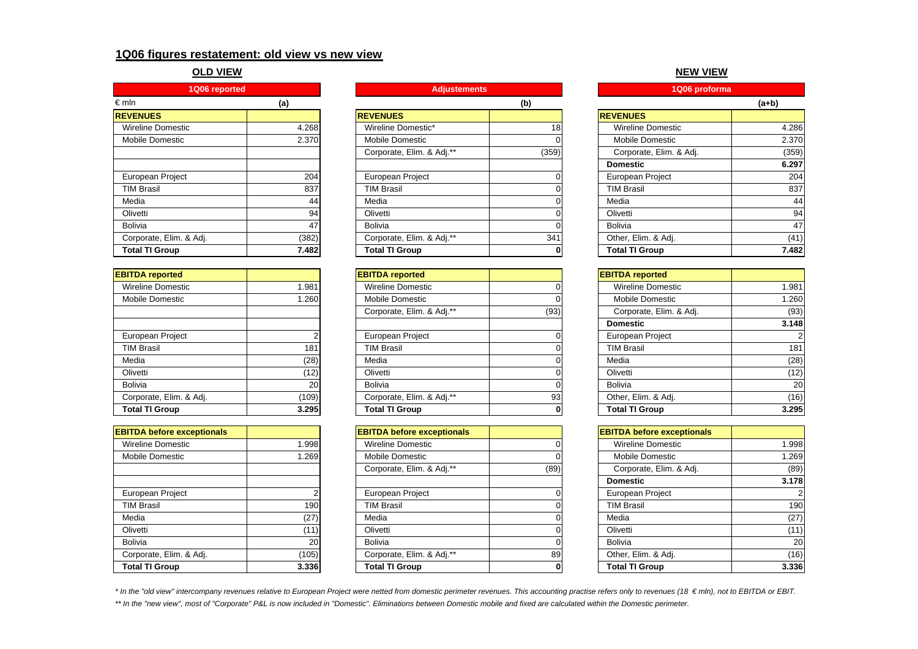## 1Q06 figures restatement: old view vs new view

### OLD VIEW

| 1Q06 reported | |
|---|---|
| € mln | (a) |
| **REVENUES** | |
| Wireline Domestic | 4.268 |
| Mobile Domestic | 2.370 |
| | |
| | |
| European Project | 204 |
| TIM Brasil | 837 |
| Media | 44 |
| Olivetti | 94 |
| Bolivia | 47 |
| Corporate, Elim. & Adj. | (382) |
| **Total TI Group** | **7.482** |
| **EBITDA reported** | |
| Wireline Domestic | 1.981 |
| Mobile Domestic | 1.260 |
| | |
| | |
| European Project | 2 |
| TIM Brasil | 181 |
| Media | (28) |
| Olivetti | (12) |
| Bolivia | 20 |
| Corporate, Elim. & Adj. | (109) |
| **Total TI Group** | **3.295** |
| **EBITDA before exceptionals** | |
| Wireline Domestic | 1.998 |
| Mobile Domestic | 1.269 |
| | |
| | |
| European Project | 2 |
| TIM Brasil | 190 |
| Media | (27) |
| Olivetti | (11) |
| Bolivia | 20 |
| Corporate, Elim. & Adj. | (105) |
| **Total TI Group** | **3.336** |

| Adjustements | |
|---|---|
| | (b) |
| **REVENUES** | |
| Wireline Domestic* | 18 |
| Mobile Domestic | 0 |
| Corporate, Elim. & Adj.** | (359) |
| | |
| European Project | 0 |
| TIM Brasil | 0 |
| Media | 0 |
| Olivetti | 0 |
| Bolivia | 0 |
| Corporate, Elim. & Adj.** | 341 |
| **Total TI Group** | **0** |
| **EBITDA reported** | |
| Wireline Domestic | 0 |
| Mobile Domestic | 0 |
| Corporate, Elim. & Adj.** | (93) |
| | |
| European Project | 0 |
| TIM Brasil | 0 |
| Media | 0 |
| Olivetti | 0 |
| Bolivia | 0 |
| Corporate, Elim. & Adj.** | 93 |
| **Total TI Group** | **0** |
| **EBITDA before exceptionals** | |
| Wireline Domestic | 0 |
| Mobile Domestic | 0 |
| Corporate, Elim. & Adj.** | (89) |
| | |
| European Project | 0 |
| TIM Brasil | 0 |
| Media | 0 |
| Olivetti | 0 |
| Bolivia | 0 |
| Corporate, Elim. & Adj.** | 89 |
| **Total TI Group** | **0** |

### NEW VIEW

| 1Q06 proforma | |
|---|---|
| | (a+b) |
| **REVENUES** | |
| Wireline Domestic | 4.286 |
| Mobile Domestic | 2.370 |
| Corporate, Elim. & Adj. | (359) |
| **Domestic** | **6.297** |
| European Project | 204 |
| TIM Brasil | 837 |
| Media | 44 |
| Olivetti | 94 |
| Bolivia | 47 |
| Other, Elim. & Adj. | (41) |
| **Total TI Group** | **7.482** |
| **EBITDA reported** | |
| Wireline Domestic | 1.981 |
| Mobile Domestic | 1.260 |
| Corporate, Elim. & Adj. | (93) |
| **Domestic** | **3.148** |
| European Project | 2 |
| TIM Brasil | 181 |
| Media | (28) |
| Olivetti | (12) |
| Bolivia | 20 |
| Other, Elim. & Adj. | (16) |
| **Total TI Group** | **3.295** |
| **EBITDA before exceptionals** | |
| Wireline Domestic | 1.998 |
| Mobile Domestic | 1.269 |
| Corporate, Elim. & Adj. | (89) |
| **Domestic** | **3.178** |
| European Project | 2 |
| TIM Brasil | 190 |
| Media | (27) |
| Olivetti | (11) |
| Bolivia | 20 |
| Other, Elim. & Adj. | (16) |
| **Total TI Group** | **3.336** |

*\* In the "old view" intercompany revenues relative to European Project were netted from domestic perimeter revenues. This accounting practise refers only to revenues (18 € mln), not to EBITDA or EBIT.*

*\*\* In the "new view", most of "Corporate" P&L is now included in "Domestic". Eliminations between Domestic mobile and fixed are calculated within the Domestic perimeter.*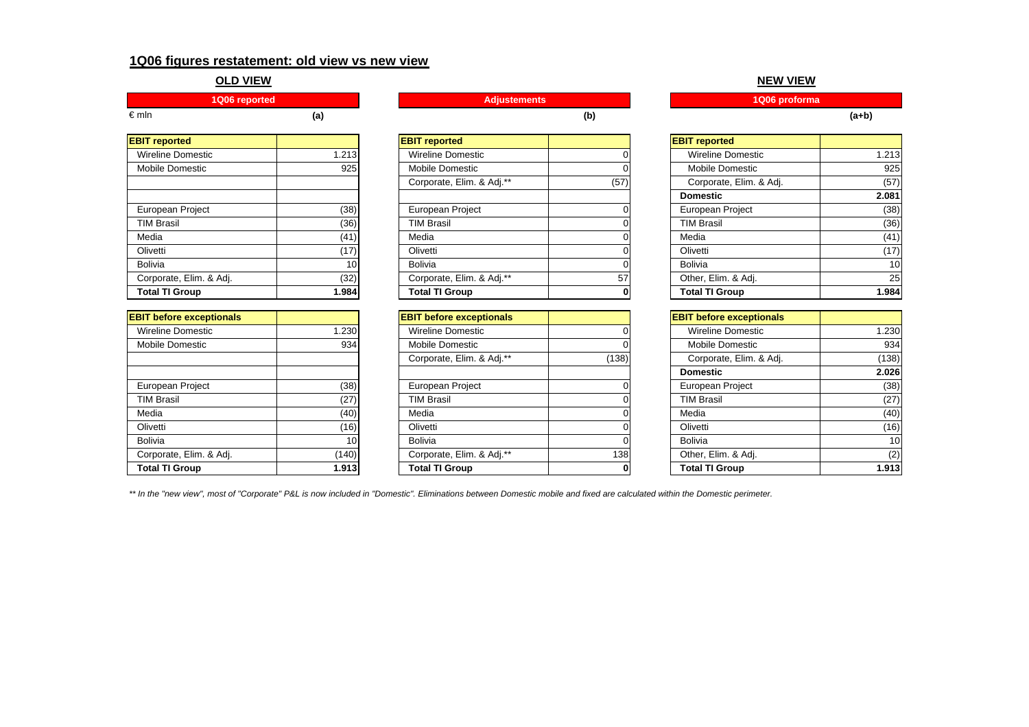## 1Q06 figures restatement: old view vs new view

**OLD VIEW** | **NEW VIEW**

€ mln

| 1Q06 reported | (a) | Adjustements | (b) | 1Q06 proforma | (a+b) |
|---|---|---|---|---|---|
| **EBIT reported** | | **EBIT reported** | | **EBIT reported** | |
| Wireline Domestic | 1.213 | Wireline Domestic | 0 | Wireline Domestic | 1.213 |
| Mobile Domestic | 925 | Mobile Domestic | 0 | Mobile Domestic | 925 |
| | | Corporate, Elim. & Adj.** | (57) | Corporate, Elim. & Adj. | (57) |
| | | | | **Domestic** | **2.081** |
| European Project | (38) | European Project | 0 | European Project | (38) |
| TIM Brasil | (36) | TIM Brasil | 0 | TIM Brasil | (36) |
| Media | (41) | Media | 0 | Media | (41) |
| Olivetti | (17) | Olivetti | 0 | Olivetti | (17) |
| Bolivia | 10 | Bolivia | 0 | Bolivia | 10 |
| Corporate, Elim. & Adj. | (32) | Corporate, Elim. & Adj.** | 57 | Other, Elim. & Adj. | 25 |
| **Total TI Group** | **1.984** | **Total TI Group** | **0** | **Total TI Group** | **1.984** |

| 1Q06 reported | (a) | Adjustements | (b) | 1Q06 proforma | (a+b) |
|---|---|---|---|---|---|
| **EBIT before exceptionals** | | **EBIT before exceptionals** | | **EBIT before exceptionals** | |
| Wireline Domestic | 1.230 | Wireline Domestic | 0 | Wireline Domestic | 1.230 |
| Mobile Domestic | 934 | Mobile Domestic | 0 | Mobile Domestic | 934 |
| | | Corporate, Elim. & Adj.** | (138) | Corporate, Elim. & Adj. | (138) |
| | | | | **Domestic** | **2.026** |
| European Project | (38) | European Project | 0 | European Project | (38) |
| TIM Brasil | (27) | TIM Brasil | 0 | TIM Brasil | (27) |
| Media | (40) | Media | 0 | Media | (40) |
| Olivetti | (16) | Olivetti | 0 | Olivetti | (16) |
| Bolivia | 10 | Bolivia | 0 | Bolivia | 10 |
| Corporate, Elim. & Adj. | (140) | Corporate, Elim. & Adj.** | 138 | Other, Elim. & Adj. | (2) |
| **Total TI Group** | **1.913** | **Total TI Group** | **0** | **Total TI Group** | **1.913** |

*** In the "new view", most of "Corporate" P&L is now included in "Domestic". Eliminations between Domestic mobile and fixed are calculated within the Domestic perimeter.*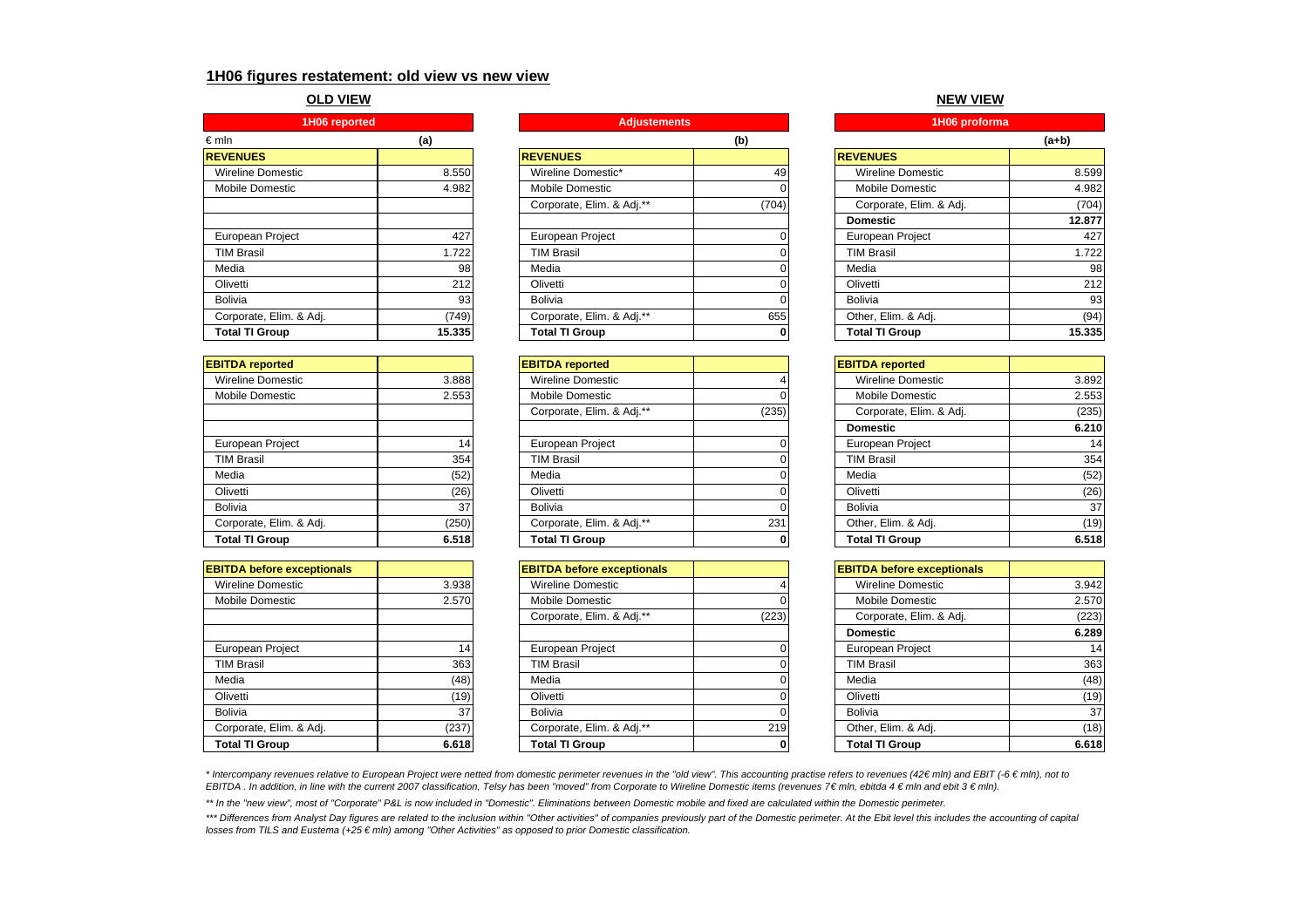## 1H06 figures restatement: old view vs new view

### OLD VIEW

| 1H06 reported | |
|---|---|
| € mln | (a) |
| **REVENUES** | |
| Wireline Domestic | 8.550 |
| Mobile Domestic | 4.982 |
| | |
| | |
| European Project | 427 |
| TIM Brasil | 1.722 |
| Media | 98 |
| Olivetti | 212 |
| Bolivia | 93 |
| Corporate, Elim. & Adj. | (749) |
| **Total TI Group** | **15.335** |

| Adjustements | |
|---|---|
| | (b) |
| **REVENUES** | |
| Wireline Domestic* | 49 |
| Mobile Domestic | 0 |
| Corporate, Elim. & Adj.** | (704) |
| | |
| European Project | 0 |
| TIM Brasil | 0 |
| Media | 0 |
| Olivetti | 0 |
| Bolivia | 0 |
| Corporate, Elim. & Adj.** | 655 |
| **Total TI Group** | **0** |

### NEW VIEW

| 1H06 proforma | |
|---|---|
| | (a+b) |
| **REVENUES** | |
| Wireline Domestic | 8.599 |
| Mobile Domestic | 4.982 |
| Corporate, Elim. & Adj. | (704) |
| **Domestic** | **12.877** |
| European Project | 427 |
| TIM Brasil | 1.722 |
| Media | 98 |
| Olivetti | 212 |
| Bolivia | 93 |
| Other, Elim. & Adj. | (94) |
| **Total TI Group** | **15.335** |

| EBITDA reported | (a) | EBITDA reported | (b) | EBITDA reported | (a+b) |
|---|---|---|---|---|---|
| Wireline Domestic | 3.888 | Wireline Domestic | 4 | Wireline Domestic | 3.892 |
| Mobile Domestic | 2.553 | Mobile Domestic | 0 | Mobile Domestic | 2.553 |
| | | Corporate, Elim. & Adj.** | (235) | Corporate, Elim. & Adj. | (235) |
| | | | | **Domestic** | **6.210** |
| European Project | 14 | European Project | 0 | European Project | 14 |
| TIM Brasil | 354 | TIM Brasil | 0 | TIM Brasil | 354 |
| Media | (52) | Media | 0 | Media | (52) |
| Olivetti | (26) | Olivetti | 0 | Olivetti | (26) |
| Bolivia | 37 | Bolivia | 0 | Bolivia | 37 |
| Corporate, Elim. & Adj. | (250) | Corporate, Elim. & Adj.** | 231 | Other, Elim. & Adj. | (19) |
| **Total TI Group** | **6.518** | **Total TI Group** | **0** | **Total TI Group** | **6.518** |

| EBITDA before exceptionals | (a) | EBITDA before exceptionals | (b) | EBITDA before exceptionals | (a+b) |
|---|---|---|---|---|---|
| Wireline Domestic | 3.938 | Wireline Domestic | 4 | Wireline Domestic | 3.942 |
| Mobile Domestic | 2.570 | Mobile Domestic | 0 | Mobile Domestic | 2.570 |
| | | Corporate, Elim. & Adj.** | (223) | Corporate, Elim. & Adj. | (223) |
| | | | | **Domestic** | **6.289** |
| European Project | 14 | European Project | 0 | European Project | 14 |
| TIM Brasil | 363 | TIM Brasil | 0 | TIM Brasil | 363 |
| Media | (48) | Media | 0 | Media | (48) |
| Olivetti | (19) | Olivetti | 0 | Olivetti | (19) |
| Bolivia | 37 | Bolivia | 0 | Bolivia | 37 |
| Corporate, Elim. & Adj. | (237) | Corporate, Elim. & Adj.** | 219 | Other, Elim. & Adj. | (18) |
| **Total TI Group** | **6.618** | **Total TI Group** | **0** | **Total TI Group** | **6.618** |

*\* Intercompany revenues relative to European Project were netted from domestic perimeter revenues in the "old view". This accounting practise refers to revenues (42€ mln) and EBIT (-6 € mln), not to EBITDA . In addition, in line with the current 2007 classification, Telsy has been "moved" from Corporate to Wireline Domestic items (revenues 7€ mln, ebitda 4 € mln and ebit 3 € mln).*

*\*\* In the "new view", most of "Corporate" P&L is now included in "Domestic". Eliminations between Domestic mobile and fixed are calculated within the Domestic perimeter.*

*\*\*\* Differences from Analyst Day figures are related to the inclusion within "Other activities" of companies previously part of the Domestic perimeter. At the Ebit level this includes the accounting of capital losses from TILS and Eustema (+25 € mln) among "Other Activities" as opposed to prior Domestic classification.*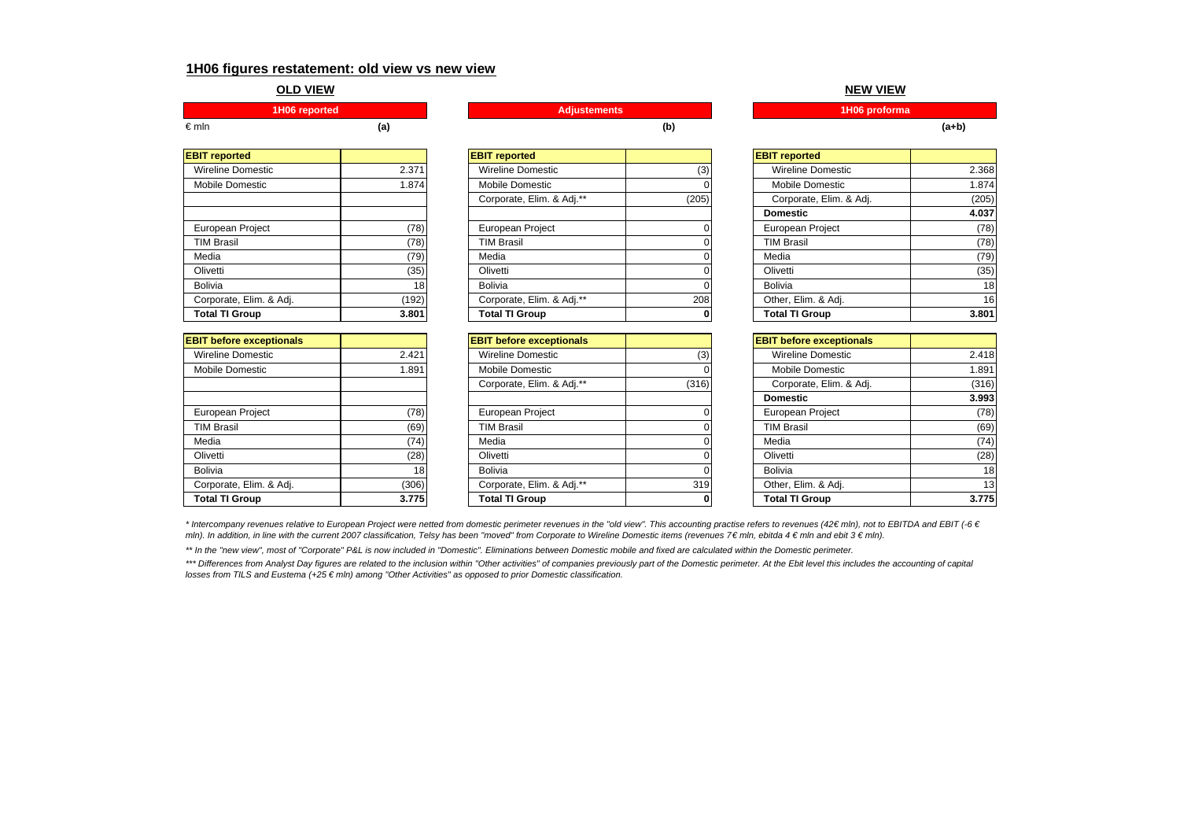## 1H06 figures restatement: old view vs new view

### OLD VIEW

| 1H06 reported | |
|---|---|
| € mln | (a) |
| **EBIT reported** | |
| Wireline Domestic | 2.371 |
| Mobile Domestic | 1.874 |
| | |
| | |
| European Project | (78) |
| TIM Brasil | (78) |
| Media | (79) |
| Olivetti | (35) |
| Bolivia | 18 |
| Corporate, Elim. & Adj. | (192) |
| **Total TI Group** | **3.801** |
| **EBIT before exceptionals** | |
| Wireline Domestic | 2.421 |
| Mobile Domestic | 1.891 |
| | |
| | |
| European Project | (78) |
| TIM Brasil | (69) |
| Media | (74) |
| Olivetti | (28) |
| Bolivia | 18 |
| Corporate, Elim. & Adj. | (306) |
| **Total TI Group** | **3.775** |

| Adjustements | |
|---|---|
| | (b) |
| **EBIT reported** | |
| Wireline Domestic | (3) |
| Mobile Domestic | 0 |
| Corporate, Elim. & Adj.** | (205) |
| | |
| European Project | 0 |
| TIM Brasil | 0 |
| Media | 0 |
| Olivetti | 0 |
| Bolivia | 0 |
| Corporate, Elim. & Adj.** | 208 |
| **Total TI Group** | **0** |
| **EBIT before exceptionals** | |
| Wireline Domestic | (3) |
| Mobile Domestic | 0 |
| Corporate, Elim. & Adj.** | (316) |
| | |
| European Project | 0 |
| TIM Brasil | 0 |
| Media | 0 |
| Olivetti | 0 |
| Bolivia | 0 |
| Corporate, Elim. & Adj.** | 319 |
| **Total TI Group** | **0** |

### NEW VIEW

| 1H06 proforma | |
|---|---|
| | (a+b) |
| **EBIT reported** | |
| Wireline Domestic | 2.368 |
| Mobile Domestic | 1.874 |
| Corporate, Elim. & Adj. | (205) |
| **Domestic** | **4.037** |
| European Project | (78) |
| TIM Brasil | (78) |
| Media | (79) |
| Olivetti | (35) |
| Bolivia | 18 |
| Other, Elim. & Adj. | 16 |
| **Total TI Group** | **3.801** |
| **EBIT before exceptionals** | |
| Wireline Domestic | 2.418 |
| Mobile Domestic | 1.891 |
| Corporate, Elim. & Adj. | (316) |
| **Domestic** | **3.993** |
| European Project | (78) |
| TIM Brasil | (69) |
| Media | (74) |
| Olivetti | (28) |
| Bolivia | 18 |
| Other, Elim. & Adj. | 13 |
| **Total TI Group** | **3.775** |

*\* Intercompany revenues relative to European Project were netted from domestic perimeter revenues in the "old view". This accounting practise refers to revenues (42€ mln), not to EBITDA and EBIT (-6 € mln). In addition, in line with the current 2007 classification, Telsy has been "moved" from Corporate to Wireline Domestic items (revenues 7€ mln, ebitda 4 € mln and ebit 3 € mln).*

*\*\* In the "new view", most of "Corporate" P&L is now included in "Domestic". Eliminations between Domestic mobile and fixed are calculated within the Domestic perimeter.*

*\*\*\* Differences from Analyst Day figures are related to the inclusion within "Other activities" of companies previously part of the Domestic perimeter. At the Ebit level this includes the accounting of capital losses from TILS and Eustema (+25 € mln) among "Other Activities" as opposed to prior Domestic classification.*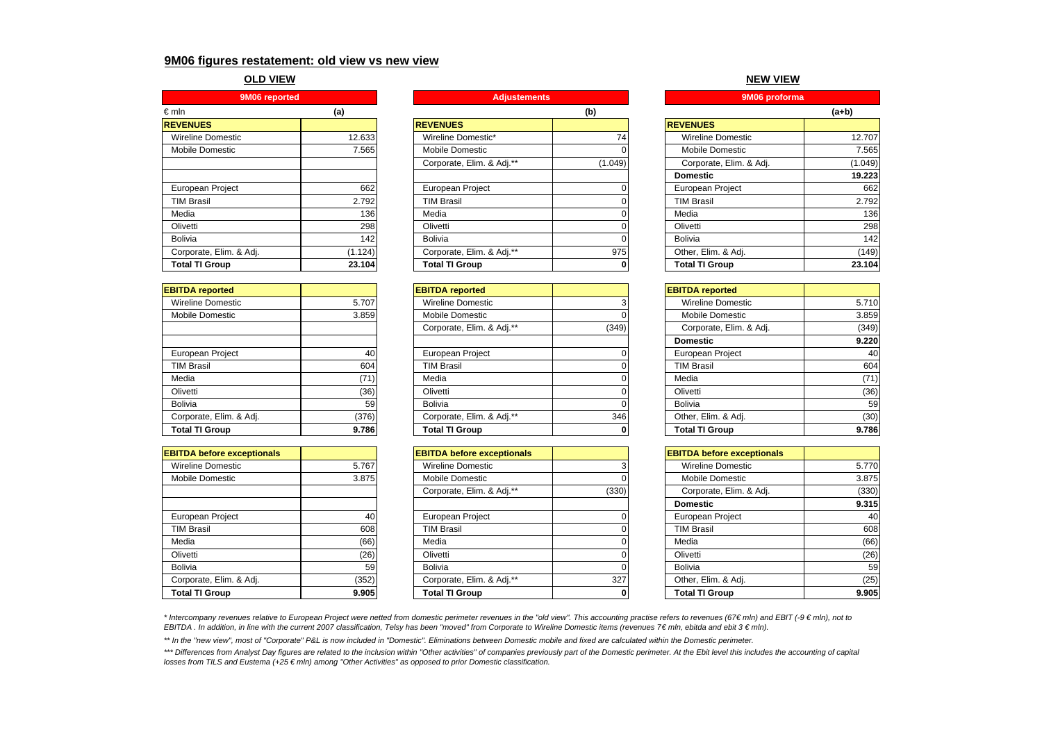## 9M06 figures restatement: old view vs new view

### OLD VIEW

| 9M06 reported | |
|---|---|
| € mln | (a) |
| **REVENUES** | |
| Wireline Domestic | 12.633 |
| Mobile Domestic | 7.565 |
| | |
| | |
| European Project | 662 |
| TIM Brasil | 2.792 |
| Media | 136 |
| Olivetti | 298 |
| Bolivia | 142 |
| Corporate, Elim. & Adj. | (1.124) |
| **Total TI Group** | **23.104** |

| **EBITDA reported** | |
|---|---|
| Wireline Domestic | 5.707 |
| Mobile Domestic | 3.859 |
| | |
| | |
| European Project | 40 |
| TIM Brasil | 604 |
| Media | (71) |
| Olivetti | (36) |
| Bolivia | 59 |
| Corporate, Elim. & Adj. | (376) |
| **Total TI Group** | **9.786** |

| **EBITDA before exceptionals** | |
|---|---|
| Wireline Domestic | 5.767 |
| Mobile Domestic | 3.875 |
| | |
| | |
| European Project | 40 |
| TIM Brasil | 608 |
| Media | (66) |
| Olivetti | (26) |
| Bolivia | 59 |
| Corporate, Elim. & Adj. | (352) |
| **Total TI Group** | **9.905** |

### Adjustements

| | (b) |
|---|---|
| **REVENUES** | |
| Wireline Domestic* | 74 |
| Mobile Domestic | 0 |
| Corporate, Elim. & Adj.** | (1.049) |
| | |
| European Project | 0 |
| TIM Brasil | 0 |
| Media | 0 |
| Olivetti | 0 |
| Bolivia | 0 |
| Corporate, Elim. & Adj.** | 975 |
| **Total TI Group** | **0** |

| **EBITDA reported** | |
|---|---|
| Wireline Domestic | 3 |
| Mobile Domestic | 0 |
| Corporate, Elim. & Adj.** | (349) |
| | |
| European Project | 0 |
| TIM Brasil | 0 |
| Media | 0 |
| Olivetti | 0 |
| Bolivia | 0 |
| Corporate, Elim. & Adj.** | 346 |
| **Total TI Group** | **0** |

| **EBITDA before exceptionals** | |
|---|---|
| Wireline Domestic | 3 |
| Mobile Domestic | 0 |
| Corporate, Elim. & Adj.** | (330) |
| | |
| European Project | 0 |
| TIM Brasil | 0 |
| Media | 0 |
| Olivetti | 0 |
| Bolivia | 0 |
| Corporate, Elim. & Adj.** | 327 |
| **Total TI Group** | **0** |

### NEW VIEW

| 9M06 proforma | (a+b) |
|---|---|
| **REVENUES** | |
| Wireline Domestic | 12.707 |
| Mobile Domestic | 7.565 |
| Corporate, Elim. & Adj. | (1.049) |
| **Domestic** | **19.223** |
| European Project | 662 |
| TIM Brasil | 2.792 |
| Media | 136 |
| Olivetti | 298 |
| Bolivia | 142 |
| Other, Elim. & Adj. | (149) |
| **Total TI Group** | **23.104** |

| **EBITDA reported** | |
|---|---|
| Wireline Domestic | 5.710 |
| Mobile Domestic | 3.859 |
| Corporate, Elim. & Adj. | (349) |
| **Domestic** | **9.220** |
| European Project | 40 |
| TIM Brasil | 604 |
| Media | (71) |
| Olivetti | (36) |
| Bolivia | 59 |
| Other, Elim. & Adj. | (30) |
| **Total TI Group** | **9.786** |

| **EBITDA before exceptionals** | |
|---|---|
| Wireline Domestic | 5.770 |
| Mobile Domestic | 3.875 |
| Corporate, Elim. & Adj. | (330) |
| **Domestic** | **9.315** |
| European Project | 40 |
| TIM Brasil | 608 |
| Media | (66) |
| Olivetti | (26) |
| Bolivia | 59 |
| Other, Elim. & Adj. | (25) |
| **Total TI Group** | **9.905** |

*\* Intercompany revenues relative to European Project were netted from domestic perimeter revenues in the "old view". This accounting practise refers to revenues (67€ mln) and EBIT (-9 € mln), not to EBITDA . In addition, in line with the current 2007 classification, Telsy has been "moved" from Corporate to Wireline Domestic items (revenues 7€ mln, ebitda and ebit 3 € mln).*

*\*\* In the "new view", most of "Corporate" P&L is now included in "Domestic". Eliminations between Domestic mobile and fixed are calculated within the Domestic perimeter.*

*\*\*\* Differences from Analyst Day figures are related to the inclusion within "Other activities" of companies previously part of the Domestic perimeter. At the Ebit level this includes the accounting of capital losses from TILS and Eustema (+25 € mln) among "Other Activities" as opposed to prior Domestic classification.*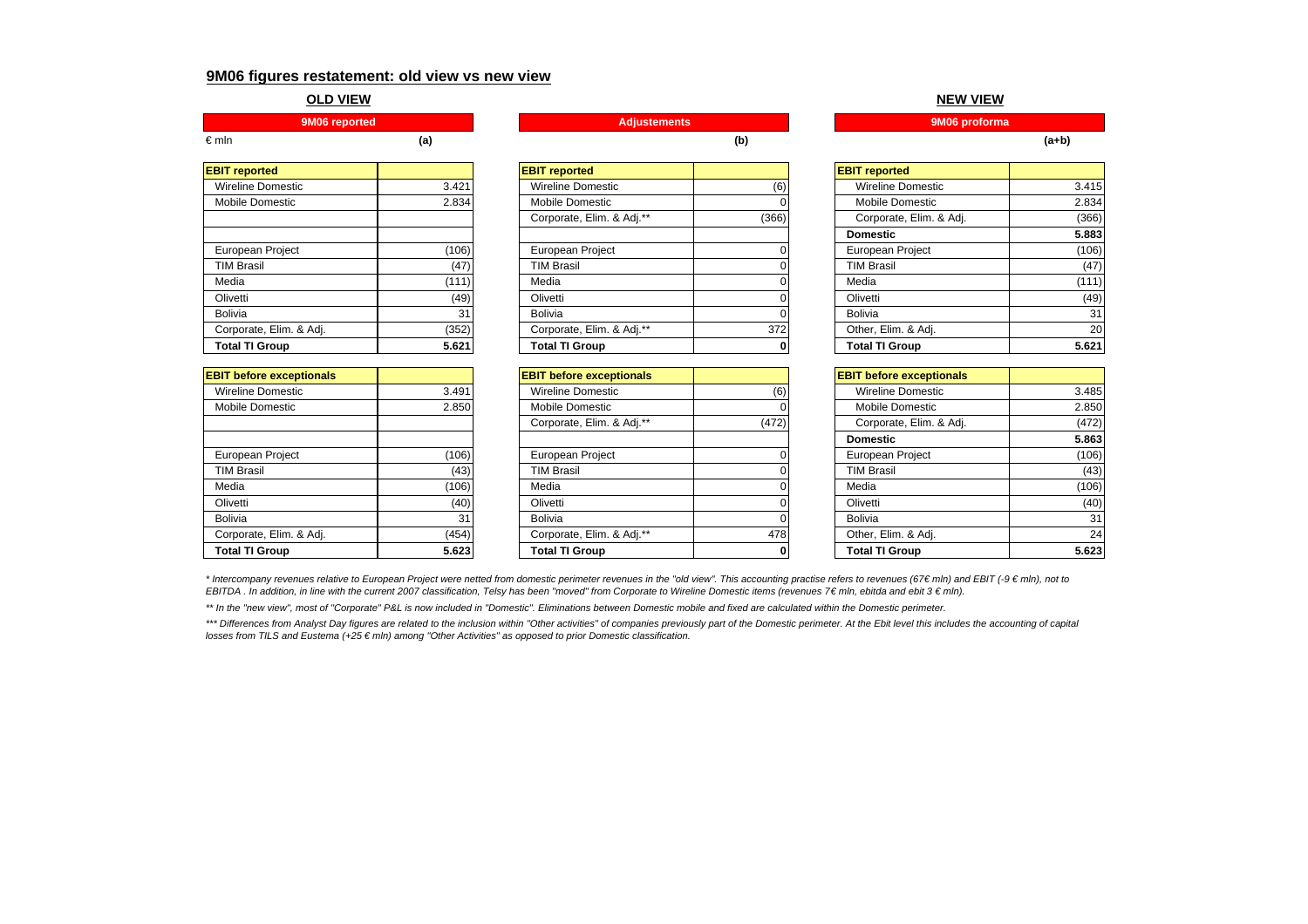## 9M06 figures restatement: old view vs new view

### OLD VIEW

**9M06 reported**

€ mln — **(a)**

| EBIT reported | |
|---|---|
| Wireline Domestic | 3.421 |
| Mobile Domestic | 2.834 |
| | |
| | |
| European Project | (106) |
| TIM Brasil | (47) |
| Media | (111) |
| Olivetti | (49) |
| Bolivia | 31 |
| Corporate, Elim. & Adj. | (352) |
| **Total TI Group** | **5.621** |

| EBIT before exceptionals | |
|---|---|
| Wireline Domestic | 3.491 |
| Mobile Domestic | 2.850 |
| | |
| | |
| European Project | (106) |
| TIM Brasil | (43) |
| Media | (106) |
| Olivetti | (40) |
| Bolivia | 31 |
| Corporate, Elim. & Adj. | (454) |
| **Total TI Group** | **5.623** |

**Adjustements**

**(b)**

| EBIT reported | |
|---|---|
| Wireline Domestic | (6) |
| Mobile Domestic | 0 |
| Corporate, Elim. & Adj.** | (366) |
| | |
| European Project | 0 |
| TIM Brasil | 0 |
| Media | 0 |
| Olivetti | 0 |
| Bolivia | 0 |
| Corporate, Elim. & Adj.** | 372 |
| **Total TI Group** | **0** |

| EBIT before exceptionals | |
|---|---|
| Wireline Domestic | (6) |
| Mobile Domestic | 0 |
| Corporate, Elim. & Adj.** | (472) |
| | |
| European Project | 0 |
| TIM Brasil | 0 |
| Media | 0 |
| Olivetti | 0 |
| Bolivia | 0 |
| Corporate, Elim. & Adj.** | 478 |
| **Total TI Group** | **0** |

### NEW VIEW

**9M06 proforma**

**(a+b)**

| EBIT reported | |
|---|---|
| Wireline Domestic | 3.415 |
| Mobile Domestic | 2.834 |
| Corporate, Elim. & Adj. | (366) |
| **Domestic** | **5.883** |
| European Project | (106) |
| TIM Brasil | (47) |
| Media | (111) |
| Olivetti | (49) |
| Bolivia | 31 |
| Other, Elim. & Adj. | 20 |
| **Total TI Group** | **5.621** |

| EBIT before exceptionals | |
|---|---|
| Wireline Domestic | 3.485 |
| Mobile Domestic | 2.850 |
| Corporate, Elim. & Adj. | (472) |
| **Domestic** | **5.863** |
| European Project | (106) |
| TIM Brasil | (43) |
| Media | (106) |
| Olivetti | (40) |
| Bolivia | 31 |
| Other, Elim. & Adj. | 24 |
| **Total TI Group** | **5.623** |

*\* Intercompany revenues relative to European Project were netted from domestic perimeter revenues in the "old view". This accounting practise refers to revenues (67€ mln) and EBIT (-9 € mln), not to EBITDA . In addition, in line with the current 2007 classification, Telsy has been "moved" from Corporate to Wireline Domestic items (revenues 7€ mln, ebitda and ebit 3 € mln).*

*\*\* In the "new view", most of "Corporate" P&L is now included in "Domestic". Eliminations between Domestic mobile and fixed are calculated within the Domestic perimeter.*

*\*\*\* Differences from Analyst Day figures are related to the inclusion within "Other activities" of companies previously part of the Domestic perimeter. At the Ebit level this includes the accounting of capital losses from TILS and Eustema (+25 € mln) among "Other Activities" as opposed to prior Domestic classification.*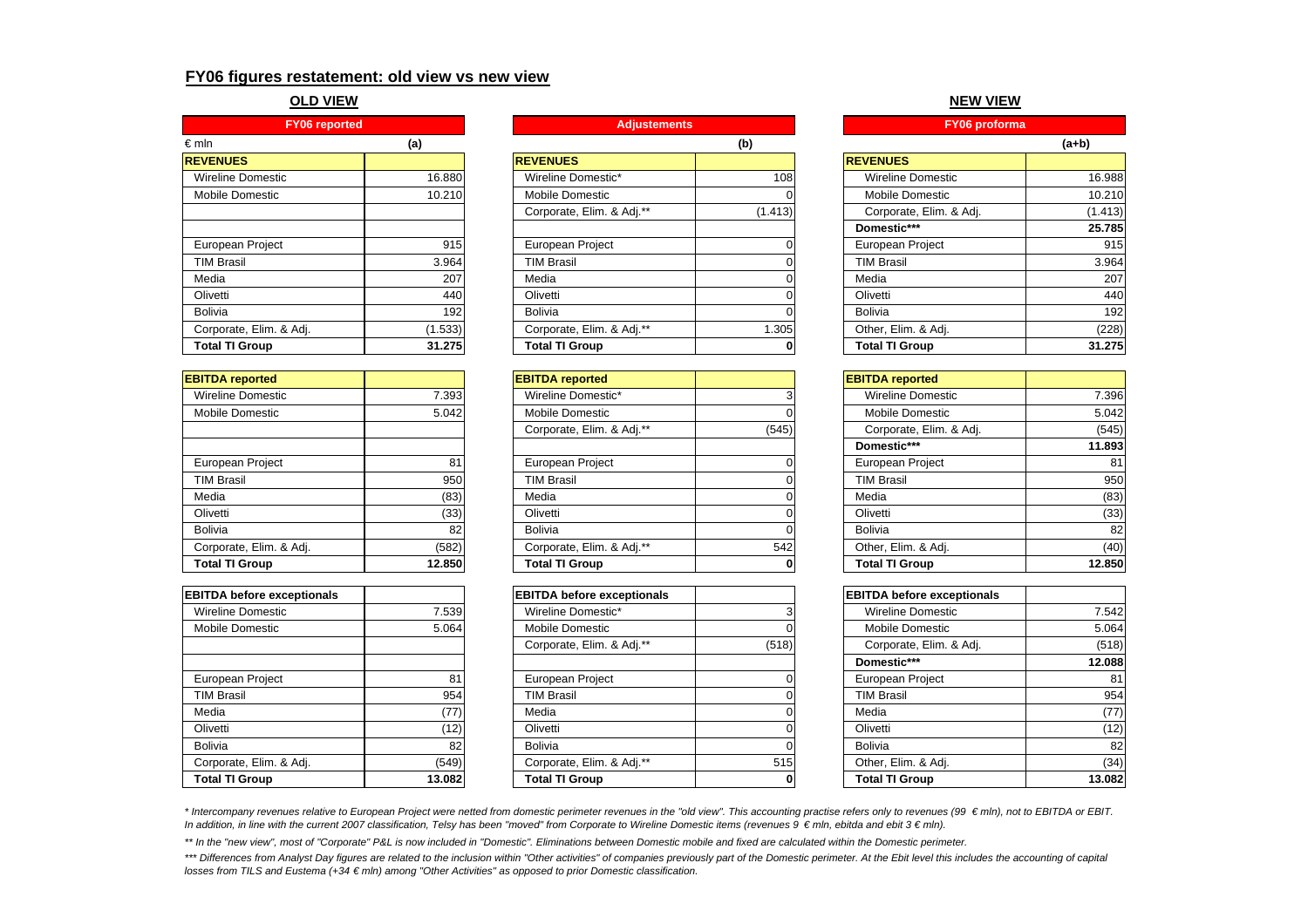## FY06 figures restatement: old view vs new view

**OLD VIEW** | **NEW VIEW**

| FY06 reported | | Adjustements | | FY06 proforma | |
|---|---|---|---|---|---|
| € mln | (a) | | (b) | | (a+b) |
| **REVENUES** | | **REVENUES** | | **REVENUES** | |
| Wireline Domestic | 16.880 | Wireline Domestic* | 108 | Wireline Domestic | 16.988 |
| Mobile Domestic | 10.210 | Mobile Domestic | 0 | Mobile Domestic | 10.210 |
| | | Corporate, Elim. & Adj.** | (1.413) | Corporate, Elim. & Adj. | (1.413) |
| | | | | **Domestic*** ** | **25.785** |
| European Project | 915 | European Project | 0 | European Project | 915 |
| TIM Brasil | 3.964 | TIM Brasil | 0 | TIM Brasil | 3.964 |
| Media | 207 | Media | 0 | Media | 207 |
| Olivetti | 440 | Olivetti | 0 | Olivetti | 440 |
| Bolivia | 192 | Bolivia | 0 | Bolivia | 192 |
| Corporate, Elim. & Adj. | (1.533) | Corporate, Elim. & Adj.** | 1.305 | Other, Elim. & Adj. | (228) |
| **Total TI Group** | **31.275** | **Total TI Group** | **0** | **Total TI Group** | **31.275** |
| | | | | | |
| **EBITDA reported** | | **EBITDA reported** | | **EBITDA reported** | |
| Wireline Domestic | 7.393 | Wireline Domestic* | 3 | Wireline Domestic | 7.396 |
| Mobile Domestic | 5.042 | Mobile Domestic | 0 | Mobile Domestic | 5.042 |
| | | Corporate, Elim. & Adj.** | (545) | Corporate, Elim. & Adj. | (545) |
| | | | | **Domestic*** ** | **11.893** |
| European Project | 81 | European Project | 0 | European Project | 81 |
| TIM Brasil | 950 | TIM Brasil | 0 | TIM Brasil | 950 |
| Media | (83) | Media | 0 | Media | (83) |
| Olivetti | (33) | Olivetti | 0 | Olivetti | (33) |
| Bolivia | 82 | Bolivia | 0 | Bolivia | 82 |
| Corporate, Elim. & Adj. | (582) | Corporate, Elim. & Adj.** | 542 | Other, Elim. & Adj. | (40) |
| **Total TI Group** | **12.850** | **Total TI Group** | **0** | **Total TI Group** | **12.850** |
| | | | | | |
| **EBITDA before exceptionals** | | **EBITDA before exceptionals** | | **EBITDA before exceptionals** | |
| Wireline Domestic | 7.539 | Wireline Domestic* | 3 | Wireline Domestic | 7.542 |
| Mobile Domestic | 5.064 | Mobile Domestic | 0 | Mobile Domestic | 5.064 |
| | | Corporate, Elim. & Adj.** | (518) | Corporate, Elim. & Adj. | (518) |
| | | | | **Domestic*** ** | **12.088** |
| European Project | 81 | European Project | 0 | European Project | 81 |
| TIM Brasil | 954 | TIM Brasil | 0 | TIM Brasil | 954 |
| Media | (77) | Media | 0 | Media | (77) |
| Olivetti | (12) | Olivetti | 0 | Olivetti | (12) |
| Bolivia | 82 | Bolivia | 0 | Bolivia | 82 |
| Corporate, Elim. & Adj. | (549) | Corporate, Elim. & Adj.** | 515 | Other, Elim. & Adj. | (34) |
| **Total TI Group** | **13.082** | **Total TI Group** | **0** | **Total TI Group** | **13.082** |

*\* Intercompany revenues relative to European Project were netted from domestic perimeter revenues in the "old view". This accounting practise refers only to revenues (99 € mln), not to EBITDA or EBIT. In addition, in line with the current 2007 classification, Telsy has been "moved" from Corporate to Wireline Domestic items (revenues 9 € mln, ebitda and ebit 3 € mln).*

*\*\* In the "new view", most of "Corporate" P&L is now included in "Domestic". Eliminations between Domestic mobile and fixed are calculated within the Domestic perimeter.*

*\*\*\* Differences from Analyst Day figures are related to the inclusion within "Other activities" of companies previously part of the Domestic perimeter. At the Ebit level this includes the accounting of capital losses from TILS and Eustema (+34 € mln) among "Other Activities" as opposed to prior Domestic classification.*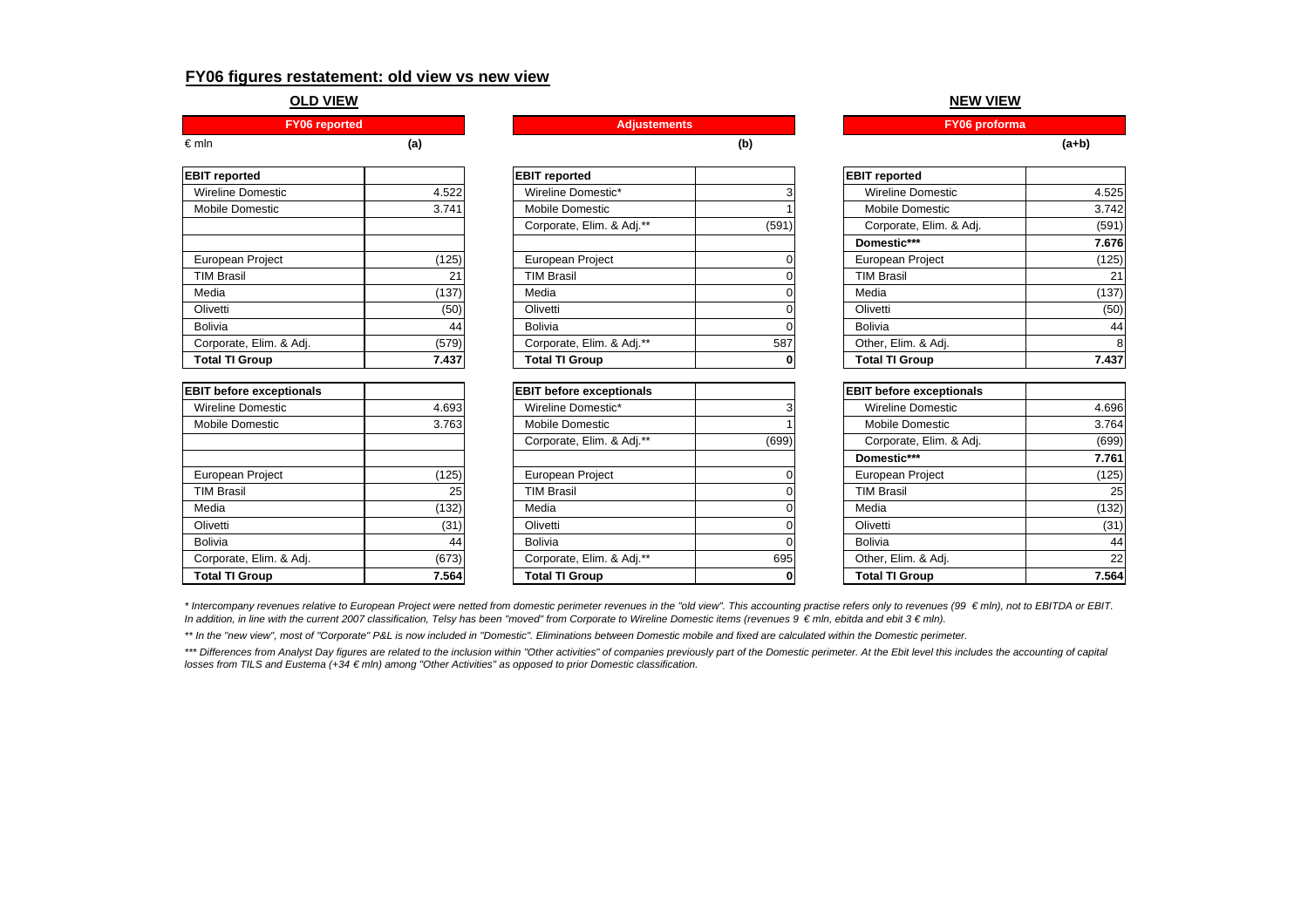## FY06 figures restatement: old view vs new view

**OLD VIEW** / **NEW VIEW**

| FY06 reported | | Adjustements | | FY06 proforma | |
|---|---|---|---|---|---|
| € mln | (a) | | (b) | | (a+b) |
| **EBIT reported** | | **EBIT reported** | | **EBIT reported** | |
| Wireline Domestic | 4.522 | Wireline Domestic* | 3 | Wireline Domestic | 4.525 |
| Mobile Domestic | 3.741 | Mobile Domestic | 1 | Mobile Domestic | 3.742 |
| | | Corporate, Elim. & Adj.** | (591) | Corporate, Elim. & Adj. | (591) |
| | | | | **Domestic***** | **7.676** |
| European Project | (125) | European Project | 0 | European Project | (125) |
| TIM Brasil | 21 | TIM Brasil | 0 | TIM Brasil | 21 |
| Media | (137) | Media | 0 | Media | (137) |
| Olivetti | (50) | Olivetti | 0 | Olivetti | (50) |
| Bolivia | 44 | Bolivia | 0 | Bolivia | 44 |
| Corporate, Elim. & Adj. | (579) | Corporate, Elim. & Adj.** | 587 | Other, Elim. & Adj. | 8 |
| **Total TI Group** | **7.437** | **Total TI Group** | **0** | **Total TI Group** | **7.437** |
| **EBIT before exceptionals** | | **EBIT before exceptionals** | | **EBIT before exceptionals** | |
| Wireline Domestic | 4.693 | Wireline Domestic* | 3 | Wireline Domestic | 4.696 |
| Mobile Domestic | 3.763 | Mobile Domestic | 1 | Mobile Domestic | 3.764 |
| | | Corporate, Elim. & Adj.** | (699) | Corporate, Elim. & Adj. | (699) |
| | | | | **Domestic***** | **7.761** |
| European Project | (125) | European Project | 0 | European Project | (125) |
| TIM Brasil | 25 | TIM Brasil | 0 | TIM Brasil | 25 |
| Media | (132) | Media | 0 | Media | (132) |
| Olivetti | (31) | Olivetti | 0 | Olivetti | (31) |
| Bolivia | 44 | Bolivia | 0 | Bolivia | 44 |
| Corporate, Elim. & Adj. | (673) | Corporate, Elim. & Adj.** | 695 | Other, Elim. & Adj. | 22 |
| **Total TI Group** | **7.564** | **Total TI Group** | **0** | **Total TI Group** | **7.564** |

*\* Intercompany revenues relative to European Project were netted from domestic perimeter revenues in the "old view". This accounting practise refers only to revenues (99 € mln), not to EBITDA or EBIT. In addition, in line with the current 2007 classification, Telsy has been "moved" from Corporate to Wireline Domestic items (revenues 9 € mln, ebitda and ebit 3 € mln).*

*\*\* In the "new view", most of "Corporate" P&L is now included in "Domestic". Eliminations between Domestic mobile and fixed are calculated within the Domestic perimeter.*

*\*\*\* Differences from Analyst Day figures are related to the inclusion within "Other activities" of companies previously part of the Domestic perimeter. At the Ebit level this includes the accounting of capital losses from TILS and Eustema (+34 € mln) among "Other Activities" as opposed to prior Domestic classification.*